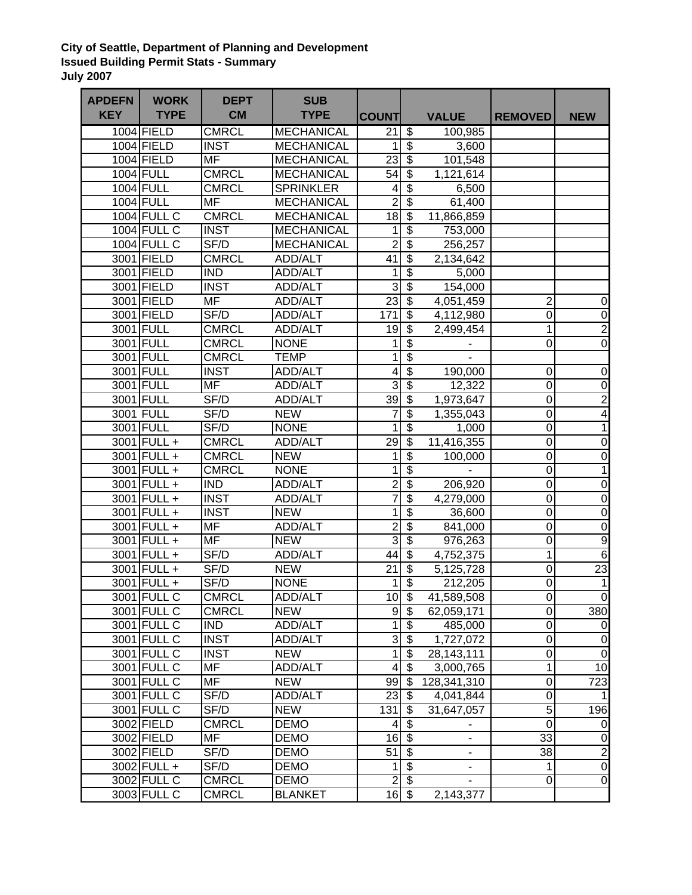**City of Seattle, Department of Planning and Development**
**Issued Building Permit Stats - Summary**
**July 2007**

| APDEFN KEY | WORK TYPE | DEPT CM | SUB TYPE | COUNT | VALUE | REMOVED | NEW |
|---|---|---|---|---|---|---|---|
| 1004 | FIELD | CMRCL | MECHANICAL | 21 | $ 100,985 | | |
| 1004 | FIELD | INST | MECHANICAL | 1 | $ 3,600 | | |
| 1004 | FIELD | MF | MECHANICAL | 23 | $ 101,548 | | |
| 1004 | FULL | CMRCL | MECHANICAL | 54 | $ 1,121,614 | | |
| 1004 | FULL | CMRCL | SPRINKLER | 4 | $ 6,500 | | |
| 1004 | FULL | MF | MECHANICAL | 2 | $ 61,400 | | |
| 1004 | FULL C | CMRCL | MECHANICAL | 18 | $ 11,866,859 | | |
| 1004 | FULL C | INST | MECHANICAL | 1 | $ 753,000 | | |
| 1004 | FULL C | SF/D | MECHANICAL | 2 | $ 256,257 | | |
| 3001 | FIELD | CMRCL | ADD/ALT | 41 | $ 2,134,642 | | |
| 3001 | FIELD | IND | ADD/ALT | 1 | $ 5,000 | | |
| 3001 | FIELD | INST | ADD/ALT | 3 | $ 154,000 | | |
| 3001 | FIELD | MF | ADD/ALT | 23 | $ 4,051,459 | 2 | 0 |
| 3001 | FIELD | SF/D | ADD/ALT | 171 | $ 4,112,980 | 0 | 0 |
| 3001 | FULL | CMRCL | ADD/ALT | 19 | $ 2,499,454 | 1 | 2 |
| 3001 | FULL | CMRCL | NONE | 1 | $ - | 0 | 0 |
| 3001 | FULL | CMRCL | TEMP | 1 | $ - | | |
| 3001 | FULL | INST | ADD/ALT | 4 | $ 190,000 | 0 | 0 |
| 3001 | FULL | MF | ADD/ALT | 3 | $ 12,322 | 0 | 0 |
| 3001 | FULL | SF/D | ADD/ALT | 39 | $ 1,973,647 | 0 | 2 |
| 3001 | FULL | SF/D | NEW | 7 | $ 1,355,043 | 0 | 4 |
| 3001 | FULL | SF/D | NONE | 1 | $ 1,000 | 0 | 1 |
| 3001 | FULL + | CMRCL | ADD/ALT | 29 | $ 11,416,355 | 0 | 0 |
| 3001 | FULL + | CMRCL | NEW | 1 | $ 100,000 | 0 | 0 |
| 3001 | FULL + | CMRCL | NONE | 1 | $ - | 0 | 1 |
| 3001 | FULL + | IND | ADD/ALT | 2 | $ 206,920 | 0 | 0 |
| 3001 | FULL + | INST | ADD/ALT | 7 | $ 4,279,000 | 0 | 0 |
| 3001 | FULL + | INST | NEW | 1 | $ 36,600 | 0 | 0 |
| 3001 | FULL + | MF | ADD/ALT | 2 | $ 841,000 | 0 | 0 |
| 3001 | FULL + | MF | NEW | 3 | $ 976,263 | 0 | 9 |
| 3001 | FULL + | SF/D | ADD/ALT | 44 | $ 4,752,375 | 1 | 6 |
| 3001 | FULL + | SF/D | NEW | 21 | $ 5,125,728 | 0 | 23 |
| 3001 | FULL + | SF/D | NONE | 1 | $ 212,205 | 0 | 1 |
| 3001 | FULL C | CMRCL | ADD/ALT | 10 | $ 41,589,508 | 0 | 0 |
| 3001 | FULL C | CMRCL | NEW | 9 | $ 62,059,171 | 0 | 380 |
| 3001 | FULL C | IND | ADD/ALT | 1 | $ 485,000 | 0 | 0 |
| 3001 | FULL C | INST | ADD/ALT | 3 | $ 1,727,072 | 0 | 0 |
| 3001 | FULL C | INST | NEW | 1 | $ 28,143,111 | 0 | 0 |
| 3001 | FULL C | MF | ADD/ALT | 4 | $ 3,000,765 | 1 | 10 |
| 3001 | FULL C | MF | NEW | 99 | $ 128,341,310 | 0 | 723 |
| 3001 | FULL C | SF/D | ADD/ALT | 23 | $ 4,041,844 | 0 | 1 |
| 3001 | FULL C | SF/D | NEW | 131 | $ 31,647,057 | 5 | 196 |
| 3002 | FIELD | CMRCL | DEMO | 4 | $ - | 0 | 0 |
| 3002 | FIELD | MF | DEMO | 16 | $ - | 33 | 0 |
| 3002 | FIELD | SF/D | DEMO | 51 | $ - | 38 | 2 |
| 3002 | FULL + | SF/D | DEMO | 1 | $ - | 1 | 0 |
| 3002 | FULL C | CMRCL | DEMO | 2 | $ - | 0 | 0 |
| 3003 | FULL C | CMRCL | BLANKET | 16 | $ 2,143,377 | | |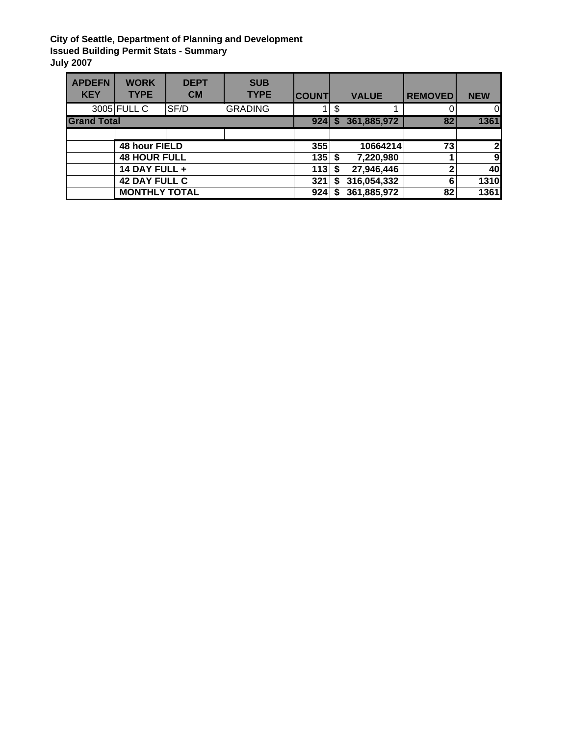**City of Seattle, Department of Planning and Development**
**Issued Building Permit Stats - Summary**
**July 2007**

| APDEFN KEY | WORK TYPE | DEPT CM | SUB TYPE | COUNT | VALUE | REMOVED | NEW |
|---|---|---|---|---|---|---|---|
| 3005 | FULL C | SF/D | GRADING | 1 | $ 1 | 0 | 0 |
| **Grand Total** | | | | **924** | **$ 361,885,972** | **82** | **1361** |
| | | | | | | | |
| | **48 hour FIELD** | | | **355** | **10664214** | **73** | **2** |
| | **48 HOUR FULL** | | | **135** | **$ 7,220,980** | **1** | **9** |
| | **14 DAY FULL +** | | | **113** | **$ 27,946,446** | **2** | **40** |
| | **42 DAY FULL C** | | | **321** | **$ 316,054,332** | **6** | **1310** |
| | **MONTHLY TOTAL** | | | **924** | **$ 361,885,972** | **82** | **1361** |